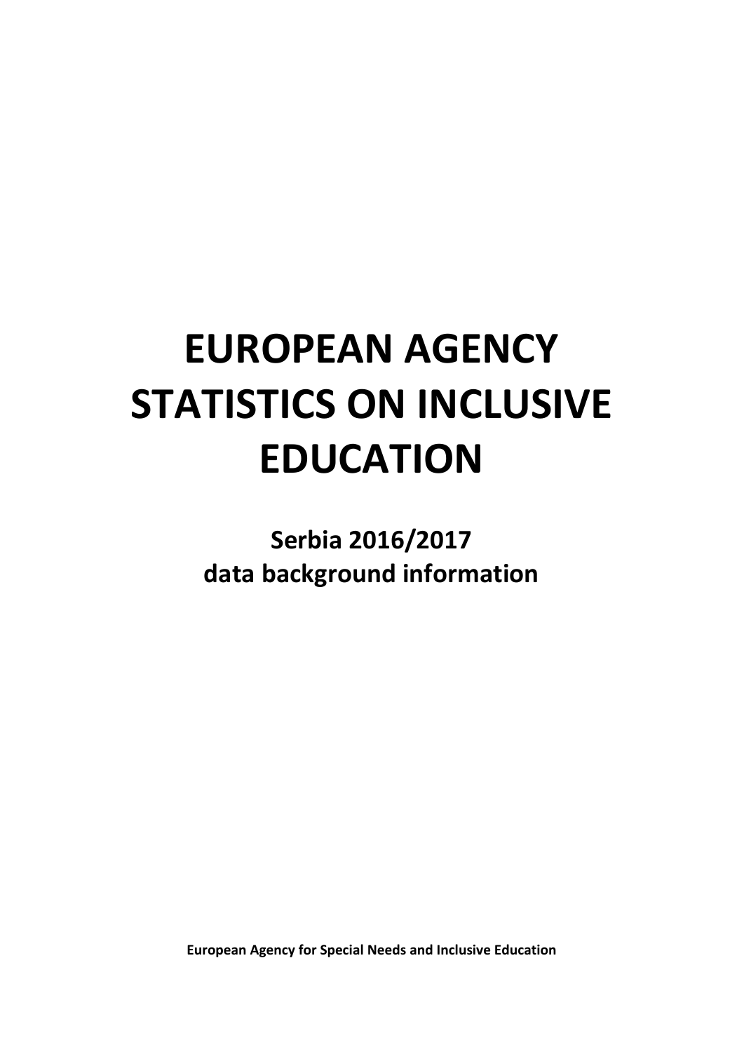# EUROPEAN AGENCY STATISTICS ON INCLUSIVE EDUCATION

## Serbia 2016/2017 data background information

**European Agency for Special Needs and Inclusive Education**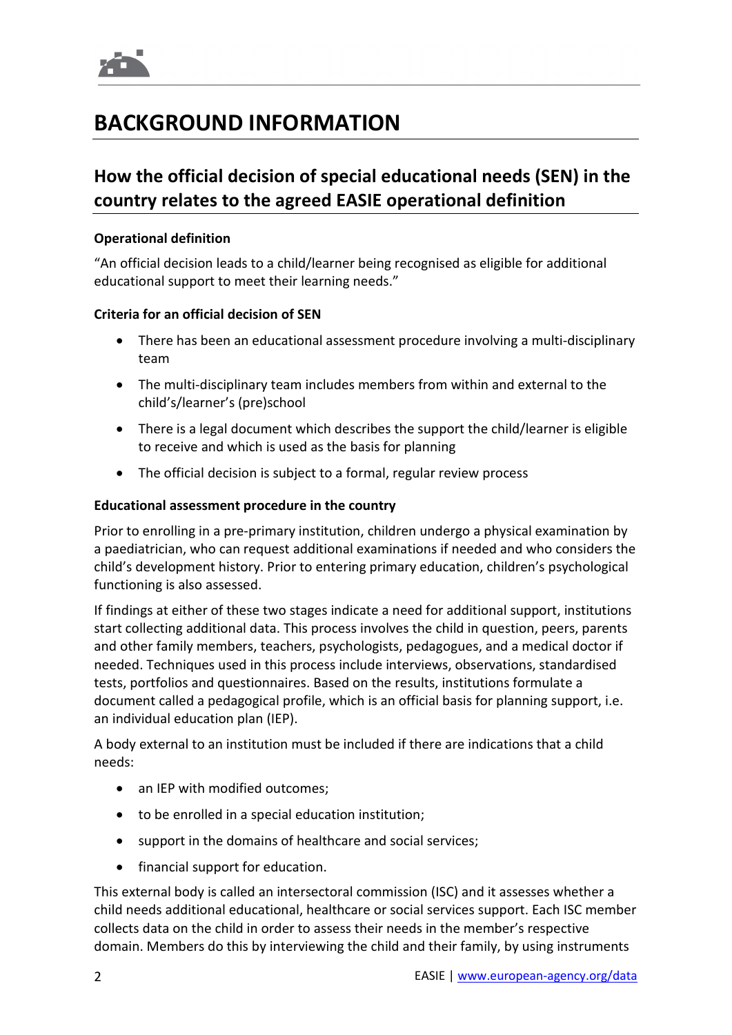# BACKGROUND INFORMATION

## How the official decision of special educational needs (SEN) in the country relates to the agreed EASIE operational definition

**Operational definition**

"An official decision leads to a child/learner being recognised as eligible for additional educational support to meet their learning needs."

**Criteria for an official decision of SEN**

- There has been an educational assessment procedure involving a multi-disciplinary team
- The multi-disciplinary team includes members from within and external to the child's/learner's (pre)school
- There is a legal document which describes the support the child/learner is eligible to receive and which is used as the basis for planning
- The official decision is subject to a formal, regular review process

**Educational assessment procedure in the country**

Prior to enrolling in a pre-primary institution, children undergo a physical examination by a paediatrician, who can request additional examinations if needed and who considers the child's development history. Prior to entering primary education, children's psychological functioning is also assessed.

If findings at either of these two stages indicate a need for additional support, institutions start collecting additional data. This process involves the child in question, peers, parents and other family members, teachers, psychologists, pedagogues, and a medical doctor if needed. Techniques used in this process include interviews, observations, standardised tests, portfolios and questionnaires. Based on the results, institutions formulate a document called a pedagogical profile, which is an official basis for planning support, i.e. an individual education plan (IEP).

A body external to an institution must be included if there are indications that a child needs:

- an IEP with modified outcomes;
- to be enrolled in a special education institution;
- support in the domains of healthcare and social services;
- financial support for education.

This external body is called an intersectoral commission (ISC) and it assesses whether a child needs additional educational, healthcare or social services support. Each ISC member collects data on the child in order to assess their needs in the member's respective domain. Members do this by interviewing the child and their family, by using instruments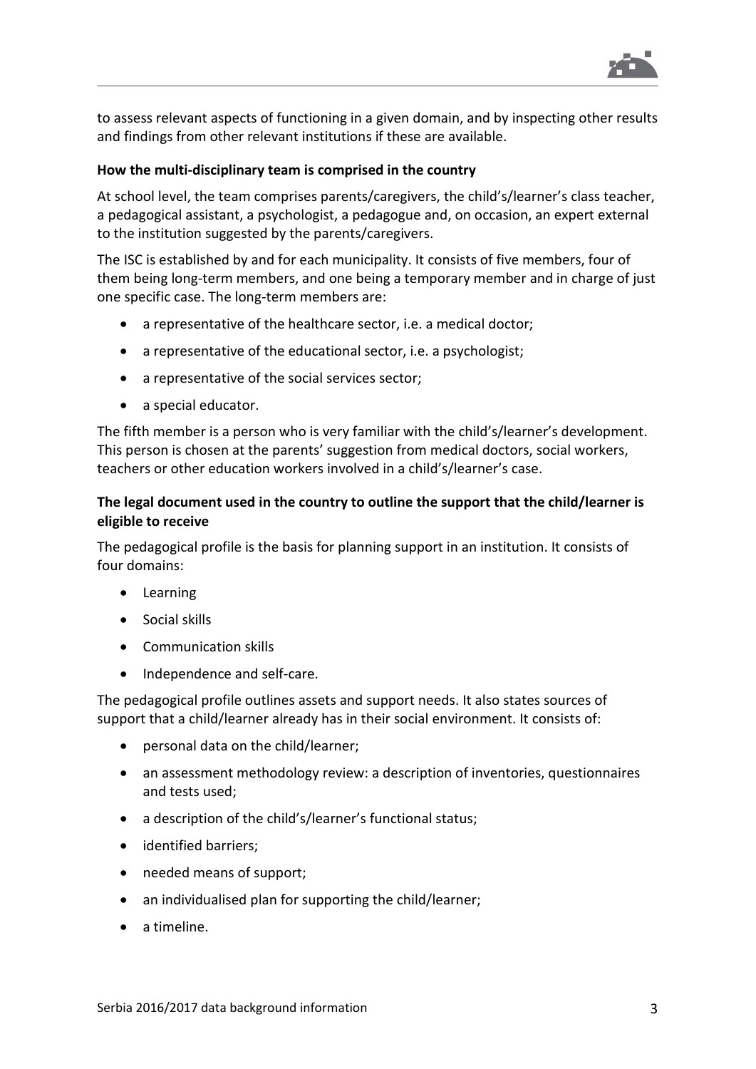to assess relevant aspects of functioning in a given domain, and by inspecting other results and findings from other relevant institutions if these are available.

**How the multi-disciplinary team is comprised in the country**

At school level, the team comprises parents/caregivers, the child's/learner's class teacher, a pedagogical assistant, a psychologist, a pedagogue and, on occasion, an expert external to the institution suggested by the parents/caregivers.

The ISC is established by and for each municipality. It consists of five members, four of them being long-term members, and one being a temporary member and in charge of just one specific case. The long-term members are:

- a representative of the healthcare sector, i.e. a medical doctor;
- a representative of the educational sector, i.e. a psychologist;
- a representative of the social services sector;
- a special educator.

The fifth member is a person who is very familiar with the child's/learner's development. This person is chosen at the parents' suggestion from medical doctors, social workers, teachers or other education workers involved in a child's/learner's case.

**The legal document used in the country to outline the support that the child/learner is eligible to receive**

The pedagogical profile is the basis for planning support in an institution. It consists of four domains:

- Learning
- Social skills
- Communication skills
- Independence and self-care.

The pedagogical profile outlines assets and support needs. It also states sources of support that a child/learner already has in their social environment. It consists of:

- personal data on the child/learner;
- an assessment methodology review: a description of inventories, questionnaires and tests used;
- a description of the child's/learner's functional status;
- identified barriers;
- needed means of support;
- an individualised plan for supporting the child/learner;
- a timeline.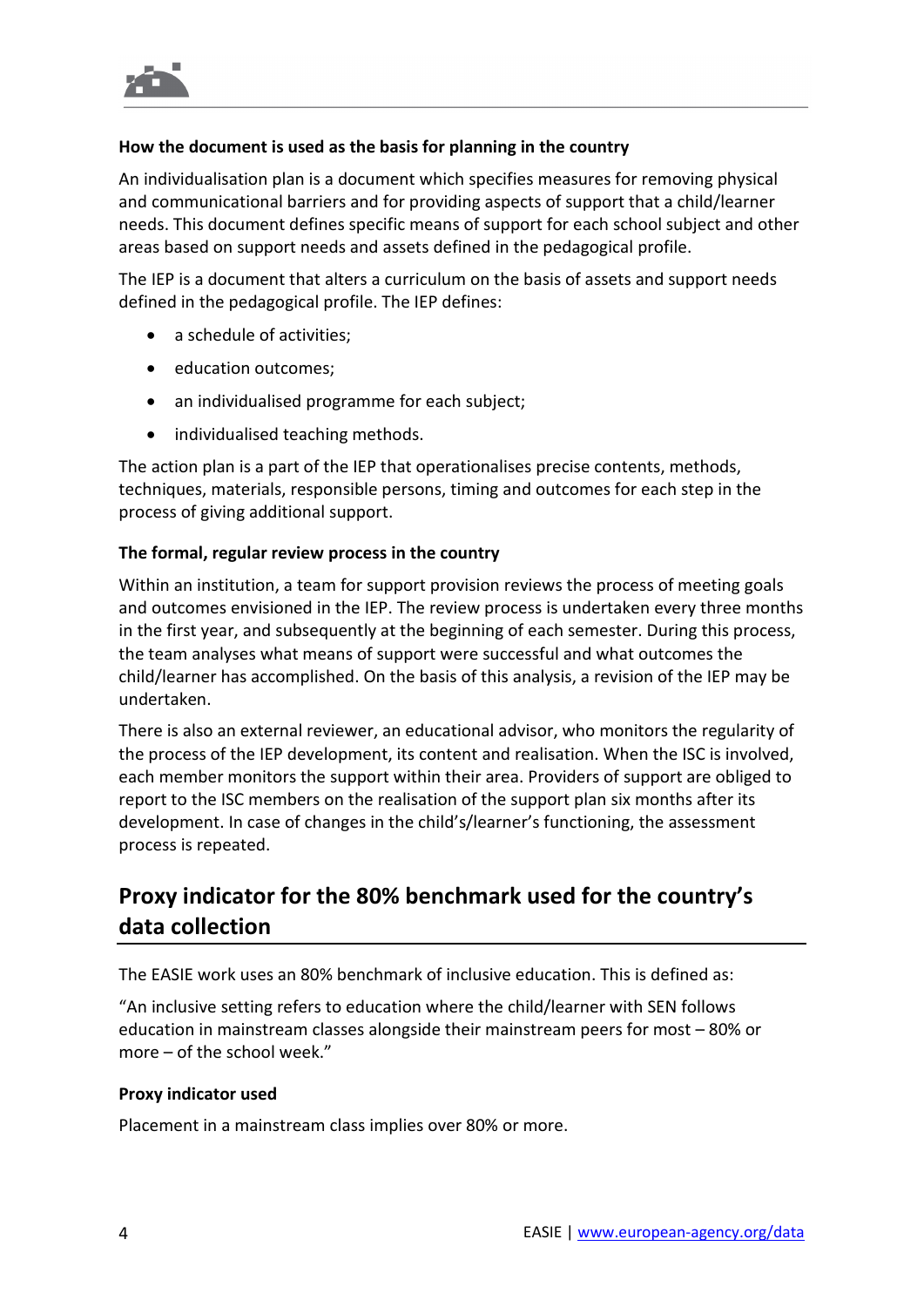### How the document is used as the basis for planning in the country

An individualisation plan is a document which specifies measures for removing physical and communicational barriers and for providing aspects of support that a child/learner needs. This document defines specific means of support for each school subject and other areas based on support needs and assets defined in the pedagogical profile.

The IEP is a document that alters a curriculum on the basis of assets and support needs defined in the pedagogical profile. The IEP defines:

- a schedule of activities;
- education outcomes;
- an individualised programme for each subject;
- individualised teaching methods.

The action plan is a part of the IEP that operationalises precise contents, methods, techniques, materials, responsible persons, timing and outcomes for each step in the process of giving additional support.

### The formal, regular review process in the country

Within an institution, a team for support provision reviews the process of meeting goals and outcomes envisioned in the IEP. The review process is undertaken every three months in the first year, and subsequently at the beginning of each semester. During this process, the team analyses what means of support were successful and what outcomes the child/learner has accomplished. On the basis of this analysis, a revision of the IEP may be undertaken.

There is also an external reviewer, an educational advisor, who monitors the regularity of the process of the IEP development, its content and realisation. When the ISC is involved, each member monitors the support within their area. Providers of support are obliged to report to the ISC members on the realisation of the support plan six months after its development. In case of changes in the child's/learner's functioning, the assessment process is repeated.

## Proxy indicator for the 80% benchmark used for the country's data collection

The EASIE work uses an 80% benchmark of inclusive education. This is defined as:

"An inclusive setting refers to education where the child/learner with SEN follows education in mainstream classes alongside their mainstream peers for most – 80% or more – of the school week."

### Proxy indicator used

Placement in a mainstream class implies over 80% or more.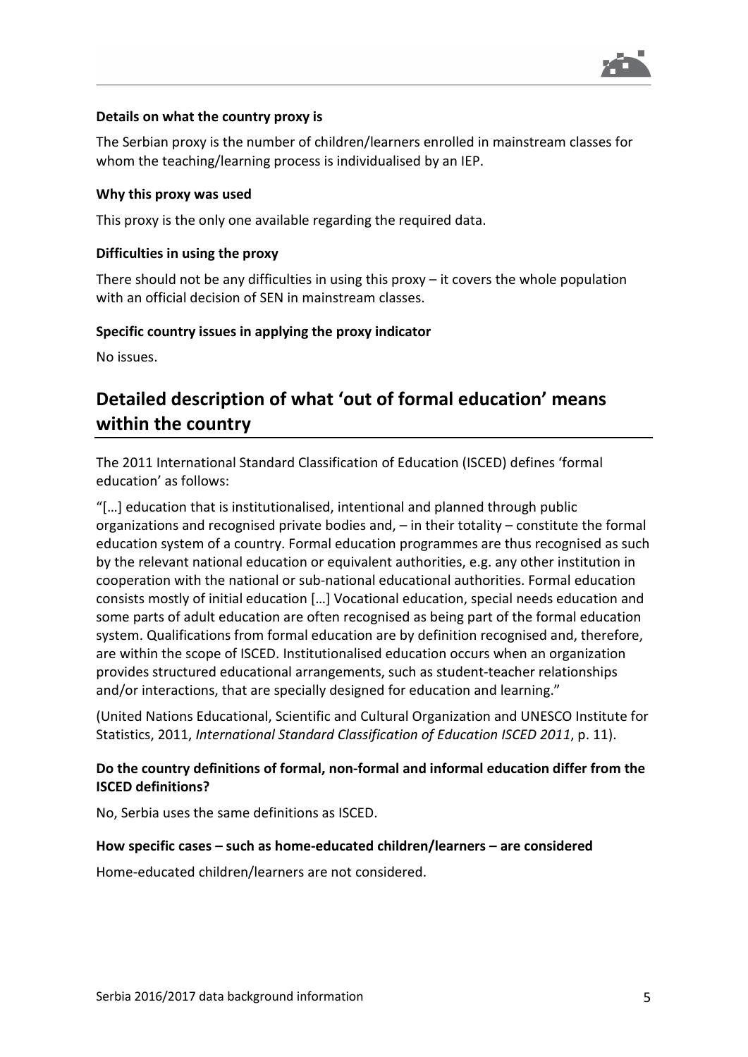#### Details on what the country proxy is

The Serbian proxy is the number of children/learners enrolled in mainstream classes for whom the teaching/learning process is individualised by an IEP.

#### Why this proxy was used

This proxy is the only one available regarding the required data.

#### Difficulties in using the proxy

There should not be any difficulties in using this proxy – it covers the whole population with an official decision of SEN in mainstream classes.

#### Specific country issues in applying the proxy indicator

No issues.

## Detailed description of what 'out of formal education' means within the country

The 2011 International Standard Classification of Education (ISCED) defines 'formal education' as follows:

"[…] education that is institutionalised, intentional and planned through public organizations and recognised private bodies and, – in their totality – constitute the formal education system of a country. Formal education programmes are thus recognised as such by the relevant national education or equivalent authorities, e.g. any other institution in cooperation with the national or sub-national educational authorities. Formal education consists mostly of initial education […] Vocational education, special needs education and some parts of adult education are often recognised as being part of the formal education system. Qualifications from formal education are by definition recognised and, therefore, are within the scope of ISCED. Institutionalised education occurs when an organization provides structured educational arrangements, such as student-teacher relationships and/or interactions, that are specially designed for education and learning."

(United Nations Educational, Scientific and Cultural Organization and UNESCO Institute for Statistics, 2011, *International Standard Classification of Education ISCED 2011*, p. 11).

#### Do the country definitions of formal, non-formal and informal education differ from the ISCED definitions?

No, Serbia uses the same definitions as ISCED.

#### How specific cases – such as home-educated children/learners – are considered

Home-educated children/learners are not considered.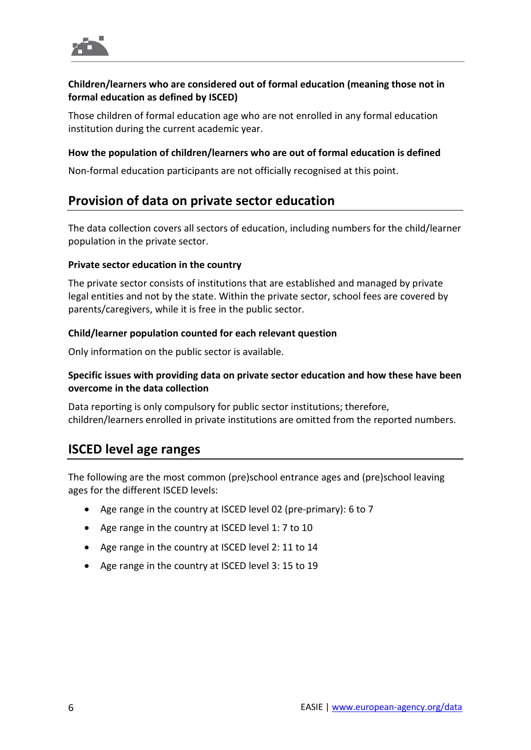### Children/learners who are considered out of formal education (meaning those not in formal education as defined by ISCED)

Those children of formal education age who are not enrolled in any formal education institution during the current academic year.

### How the population of children/learners who are out of formal education is defined

Non-formal education participants are not officially recognised at this point.

## Provision of data on private sector education

The data collection covers all sectors of education, including numbers for the child/learner population in the private sector.

### Private sector education in the country

The private sector consists of institutions that are established and managed by private legal entities and not by the state. Within the private sector, school fees are covered by parents/caregivers, while it is free in the public sector.

### Child/learner population counted for each relevant question

Only information on the public sector is available.

### Specific issues with providing data on private sector education and how these have been overcome in the data collection

Data reporting is only compulsory for public sector institutions; therefore, children/learners enrolled in private institutions are omitted from the reported numbers.

## ISCED level age ranges

The following are the most common (pre)school entrance ages and (pre)school leaving ages for the different ISCED levels:

- Age range in the country at ISCED level 02 (pre-primary): 6 to 7
- Age range in the country at ISCED level 1: 7 to 10
- Age range in the country at ISCED level 2: 11 to 14
- Age range in the country at ISCED level 3: 15 to 19